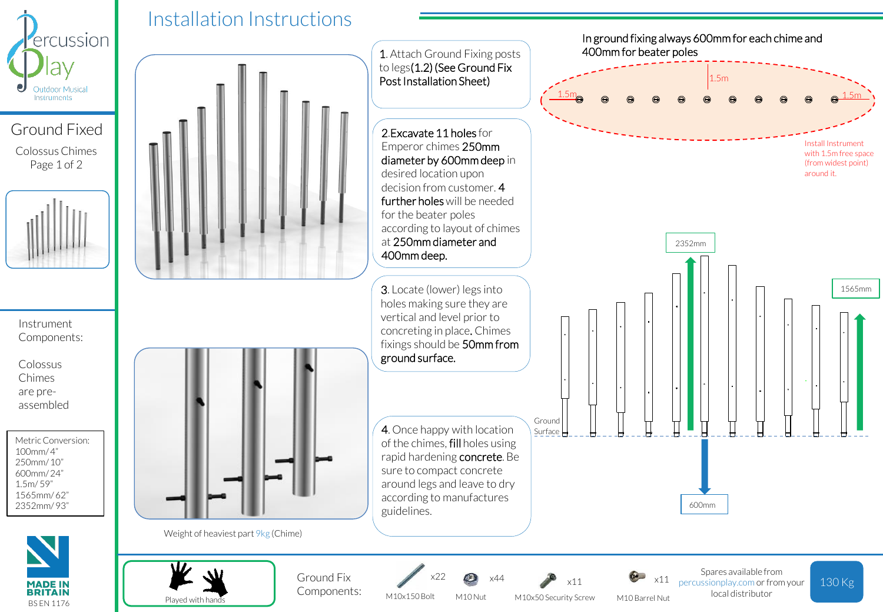# Installation Instructions

Percussion Play
Outdoor Musical Instruments

## Ground Fixed

Colossus Chimes
Page 1 of 2

Instrument Components:

Colossus Chimes are pre-assembled

Metric Conversion:
100mm/ 4"
250mm/ 10"
600mm/ 24"
1.5m/ 59"
1565mm/ 62"
2352mm/ 93"

MADE IN BRITAIN
BS EN 1176

1. Attach Ground Fixing posts to legs **(1.2) (See Ground Fix Post Installation Sheet)**

2. **Excavate 11 holes** for Emperor chimes **250mm diameter by 600mm deep** in desired location upon decision from customer. **4 further holes** will be needed for the beater poles according to layout of chimes at **250mm diameter and 400mm deep.**

3. Locate (lower) legs into holes making sure they are vertical and level prior to concreting in place**.** Chimes fixings should be **50mm from ground surface.**

4. Once happy with location of the chimes, **fill** holes using rapid hardening **concrete**. Be sure to compact concrete around legs and leave to dry according to manufactures guidelines.

In ground fixing always 600mm for each chime and 400mm for beater poles

1.5m
1.5m
1.5m

Install Instrument with 1.5m free space (from widest point) around it.

2352mm
1565mm
Ground Surface
600mm

Weight of heaviest part 9kg (Chime)

Played with hands

Ground Fix Components:

| Component | Quantity |
|---|---|
| M10x150 Bolt | x22 |
| M10 Nut | x44 |
| M10x50 Security Screw | x11 |
| M10 Barrel Nut | x11 |

Spares available from percussionplay.com or from your local distributor

130 Kg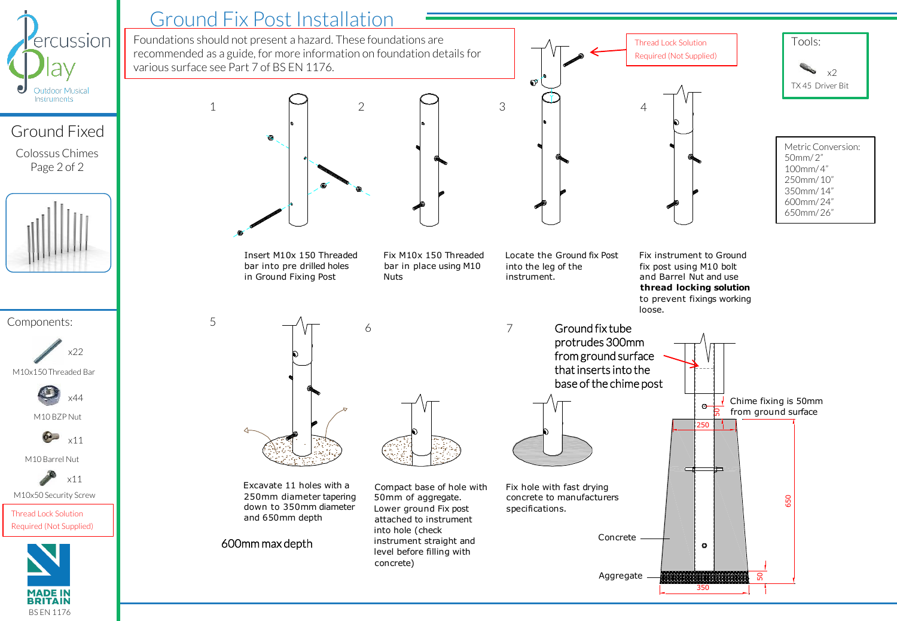# Ground Fix Post Installation

Foundations should not present a hazard. These foundations are recommended as a guide, for more information on foundation details for various surface see Part 7 of BS EN 1176.

Percussion Play
Outdoor Musical Instruments

## Ground Fixed

Colossus Chimes

Page 2 of 2

Thread Lock Solution Required (Not Supplied)

**Tools:**

x2
TX 45 Driver Bit

**Metric Conversion:**
50mm/ 2"
100mm/ 4"
250mm/ 10"
350mm/ 14"
600mm/ 24"
650mm/ 26"

1

Insert M10x 150 Threaded bar into pre drilled holes in Ground Fixing Post

2

Fix M10x 150 Threaded bar in place using M10 Nuts

3

Locate the Ground fix Post into the leg of the instrument.

4

Fix instrument to Ground fix post using M10 bolt and Barrel Nut and use **thread locking solution** to prevent fixings working loose.

**Components:**

x22
M10x150 Threaded Bar

x44
M10 BZP Nut

x11
M10 Barrel Nut

x11
M10x50 Security Screw

Thread Lock Solution Required (Not Supplied)

5

Excavate 11 holes with a 250mm diameter tapering down to 350mm diameter and 650mm depth

600mm max depth

6

Compact base of hole with 50mm of aggregate.
Lower ground Fix post attached to instrument into hole (check instrument straight and level before filling with concrete)

7

Fix hole with fast drying concrete to manufacturers specifications.

Ground fix tube protrudes 300mm from ground surface that inserts into the base of the chime post

Chime fixing is 50mm from ground surface

50
250
650
Concrete
Aggregate
50
350

MADE IN BRITAIN
BS EN 1176